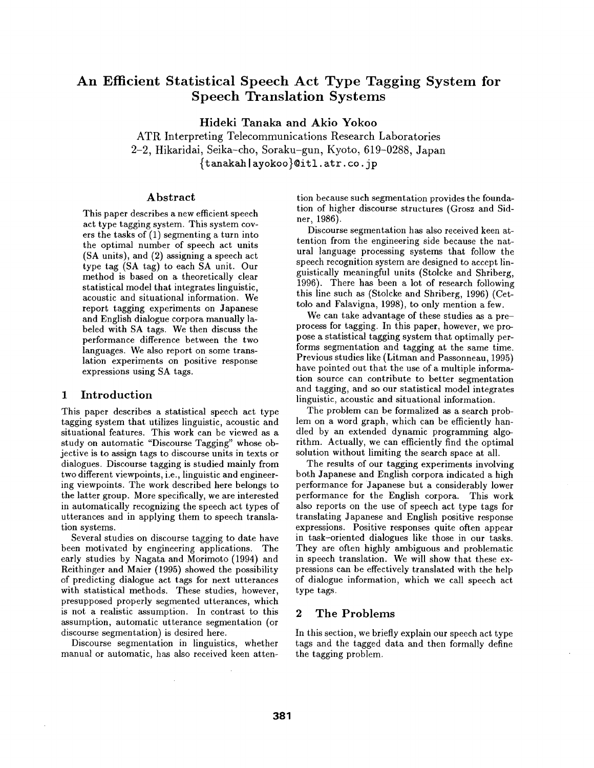# An Efficient Statistical Speech Act Type Tagging System for Speech Translation Systems

**Hideki Tanaka and Akio Yokoo**

ATR Interpreting Telecommunications Research Laboratories
2-2, Hikaridai, Seika-cho, Soraku-gun, Kyoto, 619-0288, Japan
{tanakah|ayokoo}@itl.atr.co.jp

## Abstract

This paper describes a new efficient speech act type tagging system. This system covers the tasks of (1) segmenting a turn into the optimal number of speech act units (SA units), and (2) assigning a speech act type tag (SA tag) to each SA unit. Our method is based on a theoretically clear statistical model that integrates linguistic, acoustic and situational information. We report tagging experiments on Japanese and English dialogue corpora manually labeled with SA tags. We then discuss the performance difference between the two languages. We also report on some translation experiments on positive response expressions using SA tags.

## 1 Introduction

This paper describes a statistical speech act type tagging system that utilizes linguistic, acoustic and situational features. This work can be viewed as a study on automatic "Discourse Tagging" whose objective is to assign tags to discourse units in texts or dialogues. Discourse tagging is studied mainly from two different viewpoints, i.e., linguistic and engineering viewpoints. The work described here belongs to the latter group. More specifically, we are interested in automatically recognizing the speech act types of utterances and in applying them to speech translation systems.

Several studies on discourse tagging to date have been motivated by engineering applications. The early studies by Nagata and Morimoto (1994) and Reithinger and Maier (1995) showed the possibility of predicting dialogue act tags for next utterances with statistical methods. These studies, however, presupposed properly segmented utterances, which is not a realistic assumption. In contrast to this assumption, automatic utterance segmentation (or discourse segmentation) is desired here.

Discourse segmentation in linguistics, whether manual or automatic, has also received keen attention because such segmentation provides the foundation of higher discourse structures (Grosz and Sidner, 1986).

Discourse segmentation has also received keen attention from the engineering side because the natural language processing systems that follow the speech recognition system are designed to accept linguistically meaningful units (Stolcke and Shriberg, 1996). There has been a lot of research following this line such as (Stolcke and Shriberg, 1996) (Cettolo and Falavigna, 1998), to only mention a few.

We can take advantage of these studies as a preprocess for tagging. In this paper, however, we propose a statistical tagging system that optimally performs segmentation and tagging at the same time. Previous studies like (Litman and Passonneau, 1995) have pointed out that the use of a multiple information source can contribute to better segmentation and tagging, and so our statistical model integrates linguistic, acoustic and situational information.

The problem can be formalized as a search problem on a word graph, which can be efficiently handled by an extended dynamic programming algorithm. Actually, we can efficiently find the optimal solution without limiting the search space at all.

The results of our tagging experiments involving both Japanese and English corpora indicated a high performance for Japanese but a considerably lower performance for the English corpora. This work also reports on the use of speech act type tags for translating Japanese and English positive response expressions. Positive responses quite often appear in task-oriented dialogues like those in our tasks. They are often highly ambiguous and problematic in speech translation. We will show that these expressions can be effectively translated with the help of dialogue information, which we call speech act type tags.

## 2 The Problems

In this section, we briefly explain our speech act type tags and the tagged data and then formally define the tagging problem.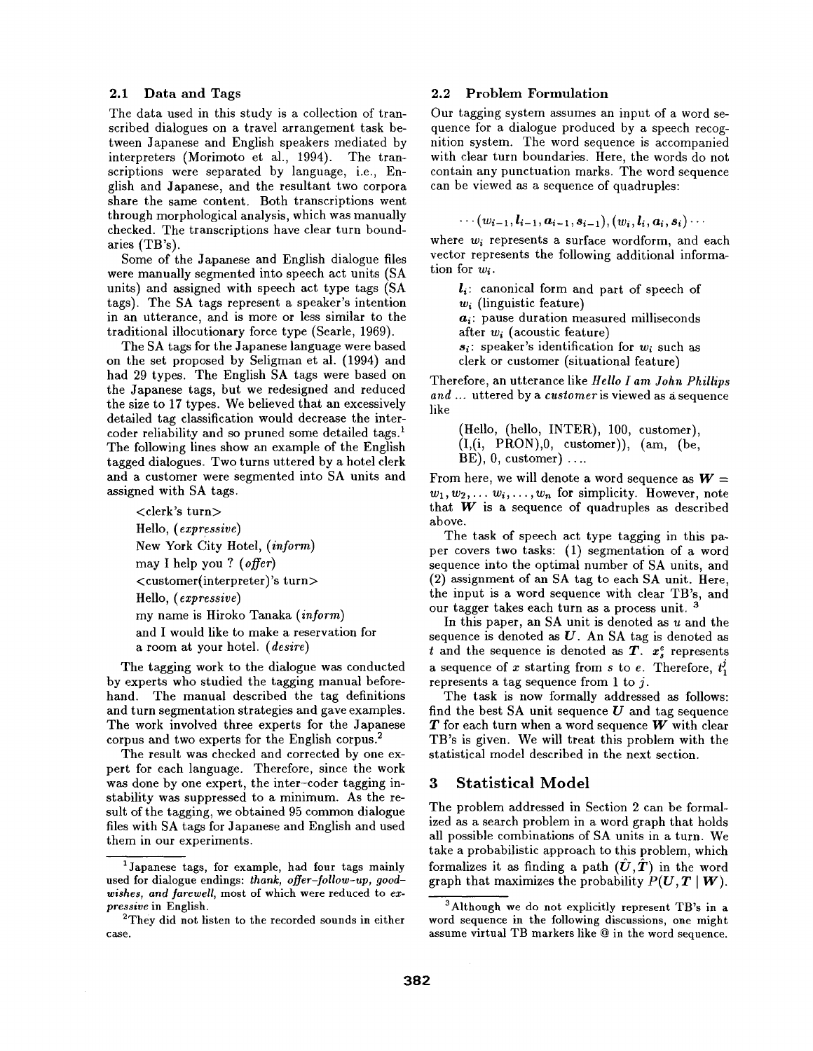### 2.1 Data and Tags

The data used in this study is a collection of transcribed dialogues on a travel arrangement task between Japanese and English speakers mediated by interpreters (Morimoto et al., 1994). The transcriptions were separated by language, i.e., English and Japanese, and the resultant two corpora share the same content. Both transcriptions went through morphological analysis, which was manually checked. The transcriptions have clear turn boundaries (TB's).

Some of the Japanese and English dialogue files were manually segmented into speech act units (SA units) and assigned with speech act type tags (SA tags). The SA tags represent a speaker's intention in an utterance, and is more or less similar to the traditional illocutionary force type (Searle, 1969).

The SA tags for the Japanese language were based on the set proposed by Seligman et al. (1994) and had 29 types. The English SA tags were based on the Japanese tags, but we redesigned and reduced the size to 17 types. We believed that an excessively detailed tag classification would decrease the intercoder reliability and so pruned some detailed tags.[1] The following lines show an example of the English tagged dialogues. Two turns uttered by a hotel clerk and a customer were segmented into SA units and assigned with SA tags.

> <clerk's turn>
> Hello, (*expressive*)
> New York City Hotel, (*inform*)
> may I help you ? (*offer*)
> <customer(interpreter)'s turn>
> Hello, (*expressive*)
> my name is Hiroko Tanaka (*inform*)
> and I would like to make a reservation for a room at your hotel. (*desire*)

The tagging work to the dialogue was conducted by experts who studied the tagging manual beforehand. The manual described the tag definitions and turn segmentation strategies and gave examples. The work involved three experts for the Japanese corpus and two experts for the English corpus.[2]

The result was checked and corrected by one expert for each language. Therefore, since the work was done by one expert, the inter-coder tagging instability was suppressed to a minimum. As the result of the tagging, we obtained 95 common dialogue files with SA tags for Japanese and English and used them in our experiments.

[1] Japanese tags, for example, had four tags mainly used for dialogue endings: *thank, offer-follow-up, good-wishes, and farewell*, most of which were reduced to *expressive* in English.

[2] They did not listen to the recorded sounds in either case.

### 2.2 Problem Formulation

Our tagging system assumes an input of a word sequence for a dialogue produced by a speech recognition system. The word sequence is accompanied with clear turn boundaries. Here, the words do not contain any punctuation marks. The word sequence can be viewed as a sequence of quadruples:

$$\cdots (w_{i-1}, \boldsymbol{l}_{i-1}, \boldsymbol{a}_{i-1}, \boldsymbol{s}_{i-1}), (w_i, \boldsymbol{l}_i, \boldsymbol{a}_i, \boldsymbol{s}_i) \cdots$$

where $w_i$ represents a surface wordform, and each vector represents the following additional information for $w_i$.

> $\boldsymbol{l}_i$: canonical form and part of speech of $w_i$ (linguistic feature)
> $\boldsymbol{a}_i$: pause duration measured milliseconds after $w_i$ (acoustic feature)
> $\boldsymbol{s}_i$: speaker's identification for $w_i$ such as clerk or customer (situational feature)

Therefore, an utterance like *Hello I am John Phillips and* ... uttered by a *customer* is viewed as a sequence like

> (Hello, (hello, INTER), 100, customer), (I,(i, PRON),0, customer)), (am, (be, BE), 0, customer) ....

From here, we will denote a word sequence as $\boldsymbol{W} = w_1, w_2, \ldots w_i, \ldots, w_n$ for simplicity. However, note that $\boldsymbol{W}$ is a sequence of quadruples as described above.

The task of speech act type tagging in this paper covers two tasks: (1) segmentation of a word sequence into the optimal number of SA units, and (2) assignment of an SA tag to each SA unit. Here, the input is a word sequence with clear TB's, and our tagger takes each turn as a process unit. [3]

In this paper, an SA unit is denoted as $u$ and the sequence is denoted as $\boldsymbol{U}$. An SA tag is denoted as $t$ and the sequence is denoted as $\boldsymbol{T}$. $x_s^e$ represents a sequence of $x$ starting from $s$ to $e$. Therefore, $t_1^j$ represents a tag sequence from 1 to $j$.

The task is now formally addressed as follows: find the best SA unit sequence $\boldsymbol{U}$ and tag sequence $\boldsymbol{T}$ for each turn when a word sequence $\boldsymbol{W}$ with clear TB's is given. We will treat this problem with the statistical model described in the next section.

## 3 Statistical Model

The problem addressed in Section 2 can be formalized as a search problem in a word graph that holds all possible combinations of SA units in a turn. We take a probabilistic approach to this problem, which formalizes it as finding a path $(\hat{\boldsymbol{U}}, \hat{\boldsymbol{T}})$ in the word graph that maximizes the probability $P(\boldsymbol{U}, \boldsymbol{T} \mid \boldsymbol{W})$.

[3] Although we do not explicitly represent TB's in a word sequence in the following discussions, one might assume virtual TB markers like @ in the word sequence.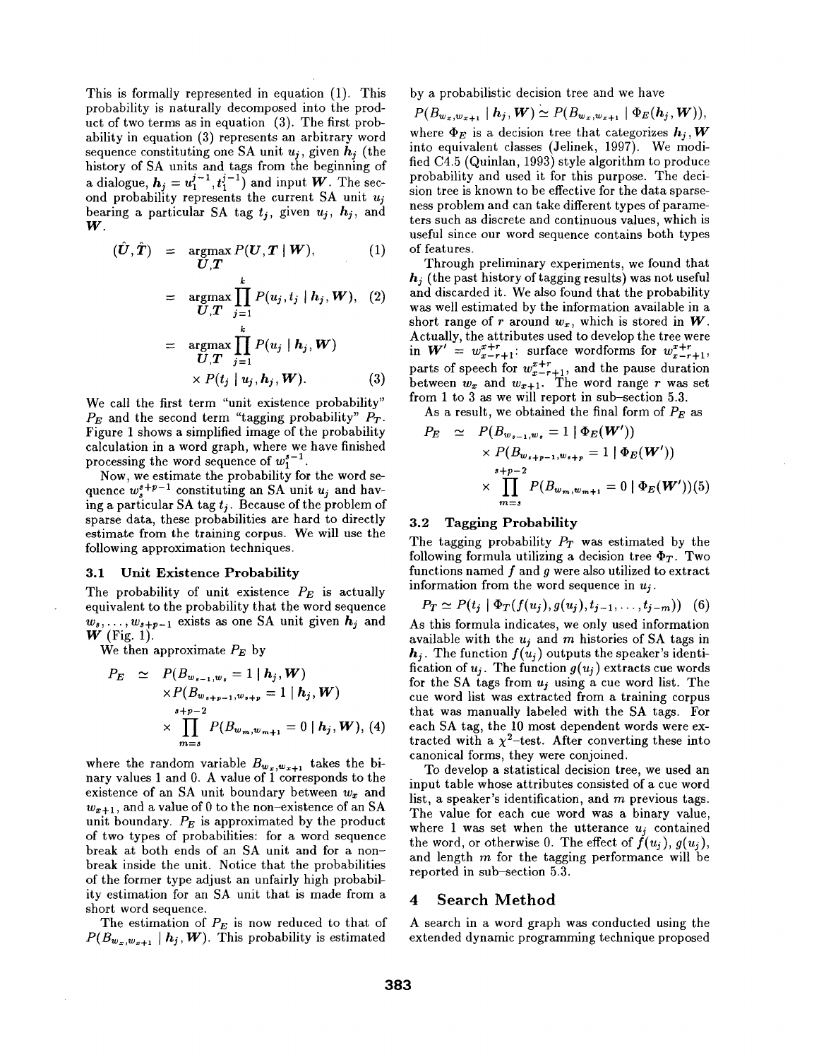This is formally represented in equation (1). This probability is naturally decomposed into the product of two terms as in equation (3). The first probability in equation (3) represents an arbitrary word sequence constituting one SA unit $u_j$, given $\boldsymbol{h}_j$ (the history of SA units and tags from the beginning of a dialogue, $\boldsymbol{h}_j = u_1^{j-1}, t_1^{j-1}$) and input $\boldsymbol{W}$. The second probability represents the current SA unit $u_j$ bearing a particular SA tag $t_j$, given $u_j$, $\boldsymbol{h}_j$, and $\boldsymbol{W}$.

$$
\begin{aligned}
(\hat{\boldsymbol{U}}, \hat{\boldsymbol{T}}) &= \underset{\boldsymbol{U},\boldsymbol{T}}{\operatorname{argmax}} P(\boldsymbol{U}, \boldsymbol{T} \mid \boldsymbol{W}), && (1)\\
&= \underset{\boldsymbol{U},\boldsymbol{T}}{\operatorname{argmax}} \prod_{j=1}^{k} P(u_j, t_j \mid \boldsymbol{h}_j, \boldsymbol{W}), && (2)\\
&= \underset{\boldsymbol{U},\boldsymbol{T}}{\operatorname{argmax}} \prod_{j=1}^{k} P(u_j \mid \boldsymbol{h}_j, \boldsymbol{W}) \\
&\quad \times P(t_j \mid u_j, \boldsymbol{h}_j, \boldsymbol{W}). && (3)
\end{aligned}
$$

We call the first term "unit existence probability" $P_E$ and the second term "tagging probability" $P_T$. Figure 1 shows a simplified image of the probability calculation in a word graph, where we have finished processing the word sequence of $w_1^{s-1}$.

Now, we estimate the probability for the word sequence $w_s^{s+p-1}$ constituting an SA unit $u_j$ and having a particular SA tag $t_j$. Because of the problem of sparse data, these probabilities are hard to directly estimate from the training corpus. We will use the following approximation techniques.

### 3.1 Unit Existence Probability

The probability of unit existence $P_E$ is actually equivalent to the probability that the word sequence $w_s, \ldots, w_{s+p-1}$ exists as one SA unit given $\boldsymbol{h}_j$ and $\boldsymbol{W}$ (Fig. 1).

We then approximate $P_E$ by

$$
\begin{aligned}
P_E &\simeq P(B_{w_{s-1},w_s} = 1 \mid \boldsymbol{h}_j, \boldsymbol{W}) \\
&\quad \times P(B_{w_{s+p-1},w_{s+p}} = 1 \mid \boldsymbol{h}_j, \boldsymbol{W}) \\
&\quad \times \prod_{m=s}^{s+p-2} P(B_{w_m,w_{m+1}} = 0 \mid \boldsymbol{h}_j, \boldsymbol{W}), \quad (4)
\end{aligned}
$$

where the random variable $B_{w_x,w_{x+1}}$ takes the binary values 1 and 0. A value of 1 corresponds to the existence of an SA unit boundary between $w_x$ and $w_{x+1}$, and a value of 0 to the non-existence of an SA unit boundary. $P_E$ is approximated by the product of two types of probabilities: for a word sequence break at both ends of an SA unit and for a non-break inside the unit. Notice that the probabilities of the former type adjust an unfairly high probability estimation for an SA unit that is made from a short word sequence.

The estimation of $P_E$ is now reduced to that of $P(B_{w_x,w_{x+1}} \mid \boldsymbol{h}_j, \boldsymbol{W})$. This probability is estimated by a probabilistic decision tree and we have

$$P(B_{w_x,w_{x+1}} \mid \boldsymbol{h}_j, \boldsymbol{W}) \simeq P(B_{w_x,w_{x+1}} \mid \Phi_E(\boldsymbol{h}_j, \boldsymbol{W})),$$

where $\Phi_E$ is a decision tree that categorizes $\boldsymbol{h}_j, \boldsymbol{W}$ into equivalent classes (Jelinek, 1997). We modified C4.5 (Quinlan, 1993) style algorithm to produce probability and used it for this purpose. The decision tree is known to be effective for the data sparseness problem and can take different types of parameters such as discrete and continuous values, which is useful since our word sequence contains both types of features.

Through preliminary experiments, we found that $\boldsymbol{h}_j$ (the past history of tagging results) was not useful and discarded it. We also found that the probability was well estimated by the information available in a short range of $r$ around $w_x$, which is stored in $\boldsymbol{W}$. Actually, the attributes used to develop the tree were in $\boldsymbol{W}' = w_{x-r+1}^{x+r}$: surface wordforms for $w_{x-r+1}^{x+r}$, parts of speech for $w_{x-r+1}^{x+r}$, and the pause duration between $w_x$ and $w_{x+1}$. The word range $r$ was set from 1 to 3 as we will report in sub-section 5.3.

As a result, we obtained the final form of $P_E$ as

$$
\begin{aligned}
P_E &\simeq P(B_{w_{s-1},w_s} = 1 \mid \Phi_E(\boldsymbol{W}')) \\
&\quad \times P(B_{w_{s+p-1},w_{s+p}} = 1 \mid \Phi_E(\boldsymbol{W}')) \\
&\quad \times \prod_{m=s}^{s+p-2} P(B_{w_m,w_{m+1}} = 0 \mid \Phi_E(\boldsymbol{W}'))(5)
\end{aligned}
$$

### 3.2 Tagging Probability

The tagging probability $P_T$ was estimated by the following formula utilizing a decision tree $\Phi_T$. Two functions named $f$ and $g$ were also utilized to extract information from the word sequence in $u_j$.

$$P_T \simeq P(t_j \mid \Phi_T(f(u_j), g(u_j), t_{j-1}, \ldots, t_{j-m})) \quad (6)$$

As this formula indicates, we only used information available with the $u_j$ and $m$ histories of SA tags in $\boldsymbol{h}_j$. The function $f(u_j)$ outputs the speaker's identification of $u_j$. The function $g(u_j)$ extracts cue words for the SA tags from $u_j$ using a cue word list. The cue word list was extracted from a training corpus that was manually labeled with the SA tags. For each SA tag, the 10 most dependent words were extracted with a $\chi^2$-test. After converting these into canonical forms, they were conjoined.

To develop a statistical decision tree, we used an input table whose attributes consisted of a cue word list, a speaker's identification, and $m$ previous tags. The value for each cue word was a binary value, where 1 was set when the utterance $u_j$ contained the word, or otherwise 0. The effect of $f(u_j)$, $g(u_j)$, and length $m$ for the tagging performance will be reported in sub-section 5.3.

## 4 Search Method

A search in a word graph was conducted using the extended dynamic programming technique proposed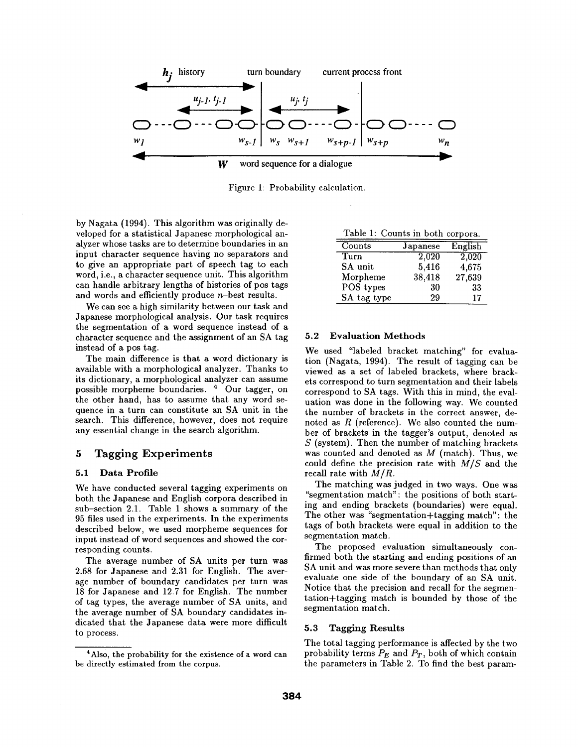Figure 1: Probability calculation.

by Nagata (1994). This algorithm was originally developed for a statistical Japanese morphological analyzer whose tasks are to determine boundaries in an input character sequence having no separators and to give an appropriate part of speech tag to each word, i.e., a character sequence unit. This algorithm can handle arbitrary lengths of histories of pos tags and words and efficiently produce $n$-best results.

We can see a high similarity between our task and Japanese morphological analysis. Our task requires the segmentation of a word sequence instead of a character sequence and the assignment of an SA tag instead of a pos tag.

The main difference is that a word dictionary is available with a morphological analyzer. Thanks to its dictionary, a morphological analyzer can assume possible morpheme boundaries. [4] Our tagger, on the other hand, has to assume that any word sequence in a turn can constitute an SA unit in the search. This difference, however, does not require any essential change in the search algorithm.

# 5 Tagging Experiments

## 5.1 Data Profile

We have conducted several tagging experiments on both the Japanese and English corpora described in sub-section 2.1. Table 1 shows a summary of the 95 files used in the experiments. In the experiments described below, we used morpheme sequences for input instead of word sequences and showed the corresponding counts.

The average number of SA units per turn was 2.68 for Japanese and 2.31 for English. The average number of boundary candidates per turn was 18 for Japanese and 12.7 for English. The number of tag types, the average number of SA units, and the average number of SA boundary candidates indicated that the Japanese data were more difficult to process.

[4] Also, the probability for the existence of a word can be directly estimated from the corpus.

Table 1: Counts in both corpora.

| Counts | Japanese | English |
|---|---|---|
| Turn | 2,020 | 2,020 |
| SA unit | 5,416 | 4,675 |
| Morpheme | 38,418 | 27,639 |
| POS types | 30 | 33 |
| SA tag type | 29 | 17 |

## 5.2 Evaluation Methods

We used "labeled bracket matching" for evaluation (Nagata, 1994). The result of tagging can be viewed as a set of labeled brackets, where brackets correspond to turn segmentation and their labels correspond to SA tags. With this in mind, the evaluation was done in the following way. We counted the number of brackets in the correct answer, denoted as $R$ (reference). We also counted the number of brackets in the tagger's output, denoted as $S$ (system). Then the number of matching brackets was counted and denoted as $M$ (match). Thus, we could define the precision rate with $M/S$ and the recall rate with $M/R$.

The matching was judged in two ways. One was "segmentation match": the positions of both starting and ending brackets (boundaries) were equal. The other was "segmentation+tagging match": the tags of both brackets were equal in addition to the segmentation match.

The proposed evaluation simultaneously confirmed both the starting and ending positions of an SA unit and was more severe than methods that only evaluate one side of the boundary of an SA unit. Notice that the precision and recall for the segmentation+tagging match is bounded by those of the segmentation match.

## 5.3 Tagging Results

The total tagging performance is affected by the two probability terms $P_E$ and $P_T$, both of which contain the parameters in Table 2. To find the best param-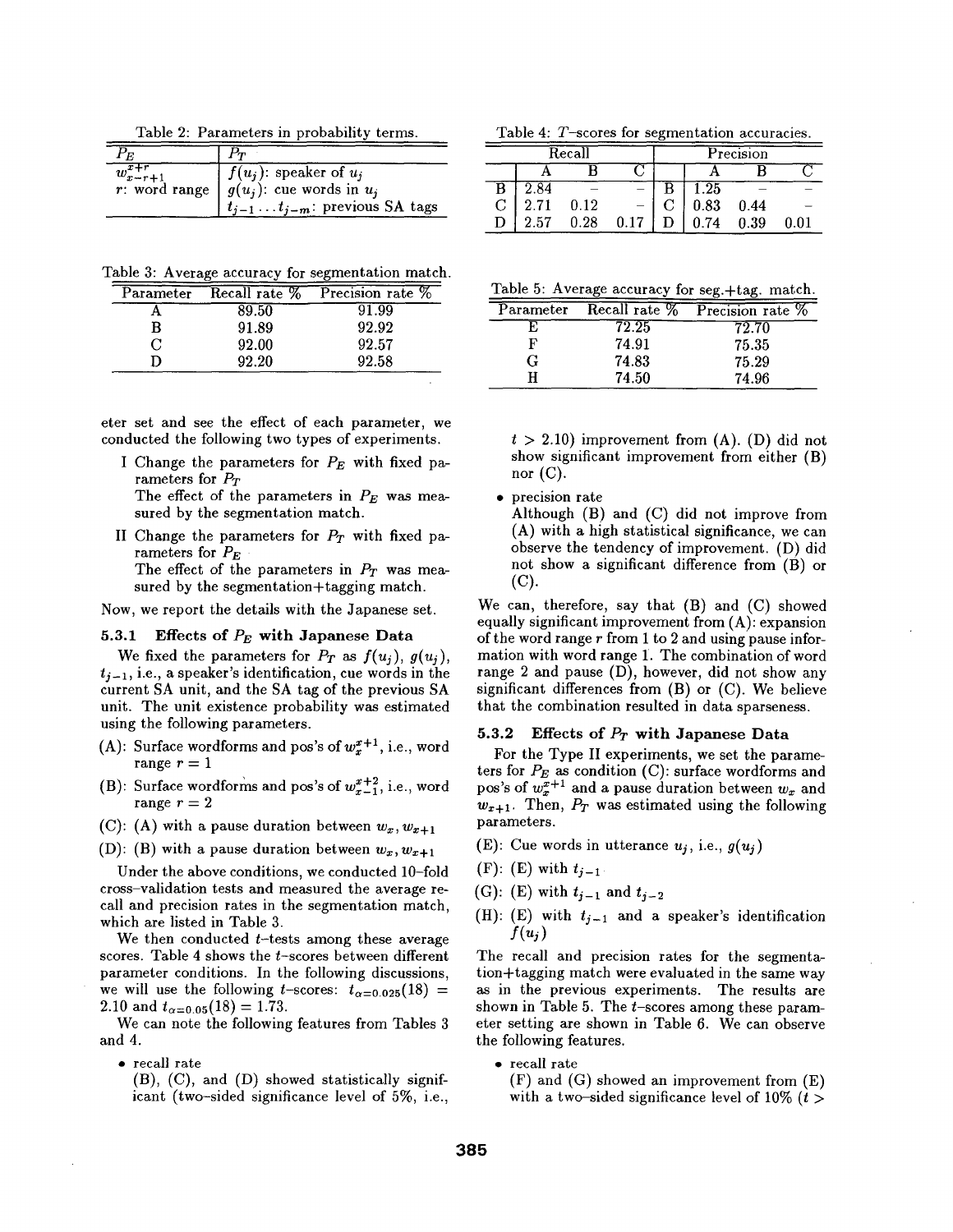Table 2: Parameters in probability terms.

| $P_E$ | $P_T$ |
|---|---|
| $w_{x-r+1}^{x+r}$ | $f(u_j)$: speaker of $u_j$ |
| $r$: word range | $g(u_j)$: cue words in $u_j$ |
| | $t_{j-1} \ldots t_{j-m}$: previous SA tags |

Table 3: Average accuracy for segmentation match.

| Parameter | Recall rate % | Precision rate % |
|---|---|---|
| A | 89.50 | 91.99 |
| B | 91.89 | 92.92 |
| C | 92.00 | 92.57 |
| D | 92.20 | 92.58 |

eter set and see the effect of each parameter, we conducted the following two types of experiments.

I Change the parameters for $P_E$ with fixed parameters for $P_T$
The effect of the parameters in $P_E$ was measured by the segmentation match.

II Change the parameters for $P_T$ with fixed parameters for $P_E$
The effect of the parameters in $P_T$ was measured by the segmentation+tagging match.

Now, we report the details with the Japanese set.

### 5.3.1 Effects of $P_E$ with Japanese Data

We fixed the parameters for $P_T$ as $f(u_j)$, $g(u_j)$, $t_{j-1}$, i.e., a speaker's identification, cue words in the current SA unit, and the SA tag of the previous SA unit. The unit existence probability was estimated using the following parameters.

(A): Surface wordforms and pos's of $w_x^{x+1}$, i.e., word range $r = 1$

(B): Surface wordforms and pos's of $w_{x-1}^{x+2}$, i.e., word range $r = 2$

(C): (A) with a pause duration between $w_x, w_{x+1}$

(D): (B) with a pause duration between $w_x, w_{x+1}$

Under the above conditions, we conducted 10-fold cross-validation tests and measured the average recall and precision rates in the segmentation match, which are listed in Table 3.

We then conducted $t$-tests among these average scores. Table 4 shows the $t$-scores between different parameter conditions. In the following discussions, we will use the following $t$-scores: $t_{\alpha=0.025}(18) = 2.10$ and $t_{\alpha=0.05}(18) = 1.73$.

We can note the following features from Tables 3 and 4.

- recall rate
  (B), (C), and (D) showed statistically significant (two-sided significance level of 5%, i.e., $t > 2.10$) improvement from (A). (D) did not show significant improvement from either (B) nor (C).

- precision rate
  Although (B) and (C) did not improve from (A) with a high statistical significance, we can observe the tendency of improvement. (D) did not show a significant difference from (B) or (C).

We can, therefore, say that (B) and (C) showed equally significant improvement from (A): expansion of the word range $r$ from 1 to 2 and using pause information with word range 1. The combination of word range 2 and pause (D), however, did not show any significant differences from (B) or (C). We believe that the combination resulted in data sparseness.

Table 4: $T$-scores for segmentation accuracies.

| Recall | | | | Precision | | | |
|---|---|---|---|---|---|---|---|
| | A | B | C | | A | B | C |
| B | 2.84 | – | – | B | 1.25 | – | – |
| C | 2.71 | 0.12 | – | C | 0.83 | 0.44 | – |
| D | 2.57 | 0.28 | 0.17 | D | 0.74 | 0.39 | 0.01 |

Table 5: Average accuracy for seg.+tag. match.

| Parameter | Recall rate % | Precision rate % |
|---|---|---|
| E | 72.25 | 72.70 |
| F | 74.91 | 75.35 |
| G | 74.83 | 75.29 |
| H | 74.50 | 74.96 |

### 5.3.2 Effects of $P_T$ with Japanese Data

For the Type II experiments, we set the parameters for $P_E$ as condition (C): surface wordforms and pos's of $w_x^{x+1}$ and a pause duration between $w_x$ and $w_{x+1}$. Then, $P_T$ was estimated using the following parameters.

(E): Cue words in utterance $u_j$, i.e., $g(u_j)$

(F): (E) with $t_{j-1}$

(G): (E) with $t_{j-1}$ and $t_{j-2}$

(H): (E) with $t_{j-1}$ and a speaker's identification $f(u_j)$

The recall and precision rates for the segmentation+tagging match were evaluated in the same way as in the previous experiments. The results are shown in Table 5. The $t$-scores among these parameter setting are shown in Table 6. We can observe the following features.

- recall rate
  (F) and (G) showed an improvement from (E) with a two-sided significance level of 10% ($t >$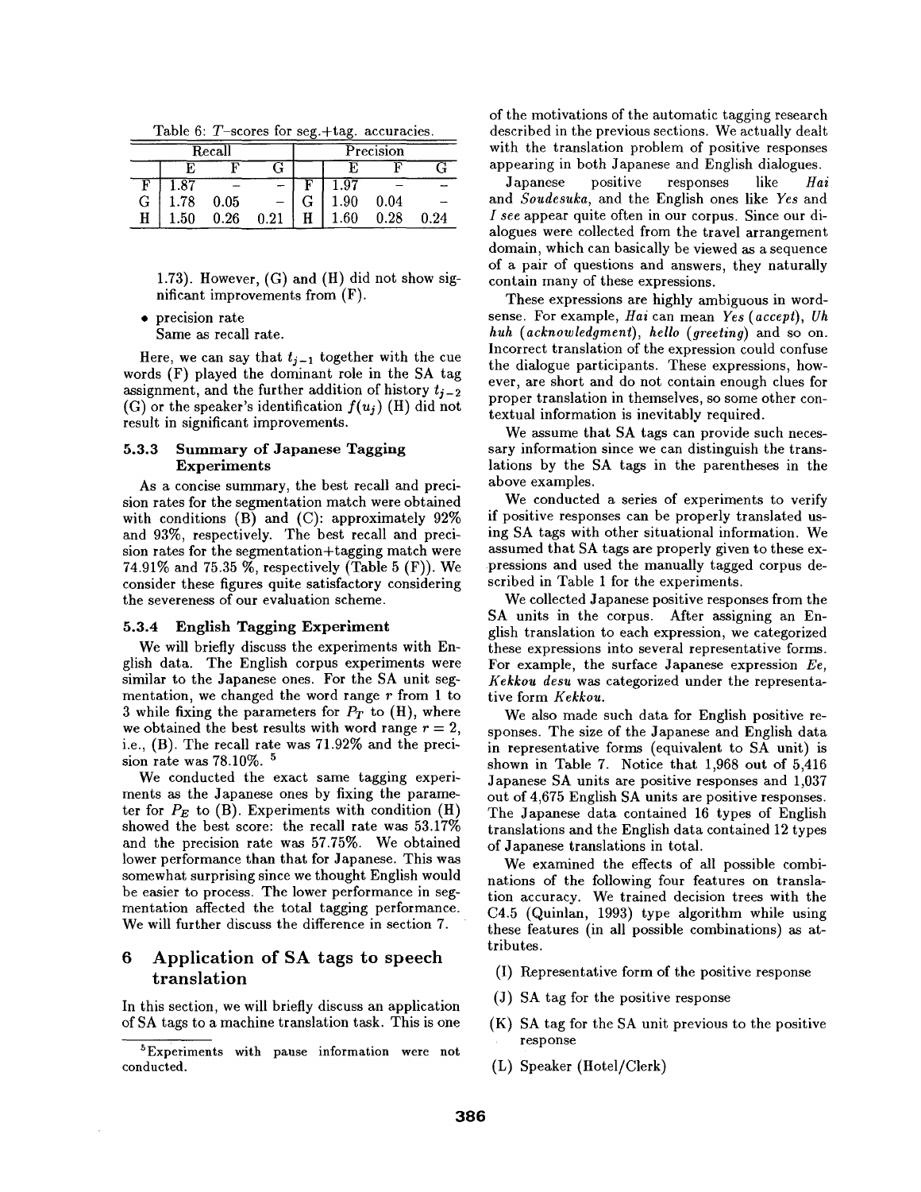Table 6: $T$-scores for seg.+tag. accuracies.

| Recall | | | | Precision | | | |
|---|---|---|---|---|---|---|---|
| | E | F | G | | E | F | G |
| F | 1.87 | – | – | F | 1.97 | – | – |
| G | 1.78 | 0.05 | – | G | 1.90 | 0.04 | – |
| H | 1.50 | 0.26 | 0.21 | H | 1.60 | 0.28 | 0.24 |

1.73). However, (G) and (H) did not show significant improvements from (F).

- precision rate
  Same as recall rate.

Here, we can say that $t_{j-1}$ together with the cue words (F) played the dominant role in the SA tag assignment, and the further addition of history $t_{j-2}$ (G) or the speaker's identification $f(u_j)$ (H) did not result in significant improvements.

#### 5.3.3 Summary of Japanese Tagging Experiments

As a concise summary, the best recall and precision rates for the segmentation match were obtained with conditions (B) and (C): approximately 92% and 93%, respectively. The best recall and precision rates for the segmentation+tagging match were 74.91% and 75.35 %, respectively (Table 5 (F)). We consider these figures quite satisfactory considering the severeness of our evaluation scheme.

#### 5.3.4 English Tagging Experiment

We will briefly discuss the experiments with English data. The English corpus experiments were similar to the Japanese ones. For the SA unit segmentation, we changed the word range $r$ from 1 to 3 while fixing the parameters for $P_T$ to (H), where we obtained the best results with word range $r = 2$, i.e., (B). The recall rate was 71.92% and the precision rate was 78.10%. [5]

We conducted the exact same tagging experiments as the Japanese ones by fixing the parameter for $P_E$ to (B). Experiments with condition (H) showed the best score: the recall rate was 53.17% and the precision rate was 57.75%. We obtained lower performance than that for Japanese. This was somewhat surprising since we thought English would be easier to process. The lower performance in segmentation affected the total tagging performance. We will further discuss the difference in section 7.

## 6 Application of SA tags to speech translation

In this section, we will briefly discuss an application of SA tags to a machine translation task. This is one of the motivations of the automatic tagging research described in the previous sections. We actually dealt with the translation problem of positive responses appearing in both Japanese and English dialogues.

Japanese positive responses like *Hai* and *Soudesuka*, and the English ones like *Yes* and *I see* appear quite often in our corpus. Since our dialogues were collected from the travel arrangement domain, which can basically be viewed as a sequence of a pair of questions and answers, they naturally contain many of these expressions.

These expressions are highly ambiguous in word-sense. For example, *Hai* can mean *Yes (accept)*, *Uh huh (acknowledgment)*, *hello (greeting)* and so on. Incorrect translation of the expression could confuse the dialogue participants. These expressions, however, are short and do not contain enough clues for proper translation in themselves, so some other contextual information is inevitably required.

We assume that SA tags can provide such necessary information since we can distinguish the translations by the SA tags in the parentheses in the above examples.

We conducted a series of experiments to verify if positive responses can be properly translated using SA tags with other situational information. We assumed that SA tags are properly given to these expressions and used the manually tagged corpus described in Table 1 for the experiments.

We collected Japanese positive responses from the SA units in the corpus. After assigning an English translation to each expression, we categorized these expressions into several representative forms. For example, the surface Japanese expression *Ee, Kekkou desu* was categorized under the representative form *Kekkou*.

We also made such data for English positive responses. The size of the Japanese and English data in representative forms (equivalent to SA unit) is shown in Table 7. Notice that 1,968 out of 5,416 Japanese SA units are positive responses and 1,037 out of 4,675 English SA units are positive responses. The Japanese data contained 16 types of English translations and the English data contained 12 types of Japanese translations in total.

We examined the effects of all possible combinations of the following four features on translation accuracy. We trained decision trees with the C4.5 (Quinlan, 1993) type algorithm while using these features (in all possible combinations) as attributes.

(I) Representative form of the positive response

(J) SA tag for the positive response

(K) SA tag for the SA unit previous to the positive response

(L) Speaker (Hotel/Clerk)

[5] Experiments with pause information were not conducted.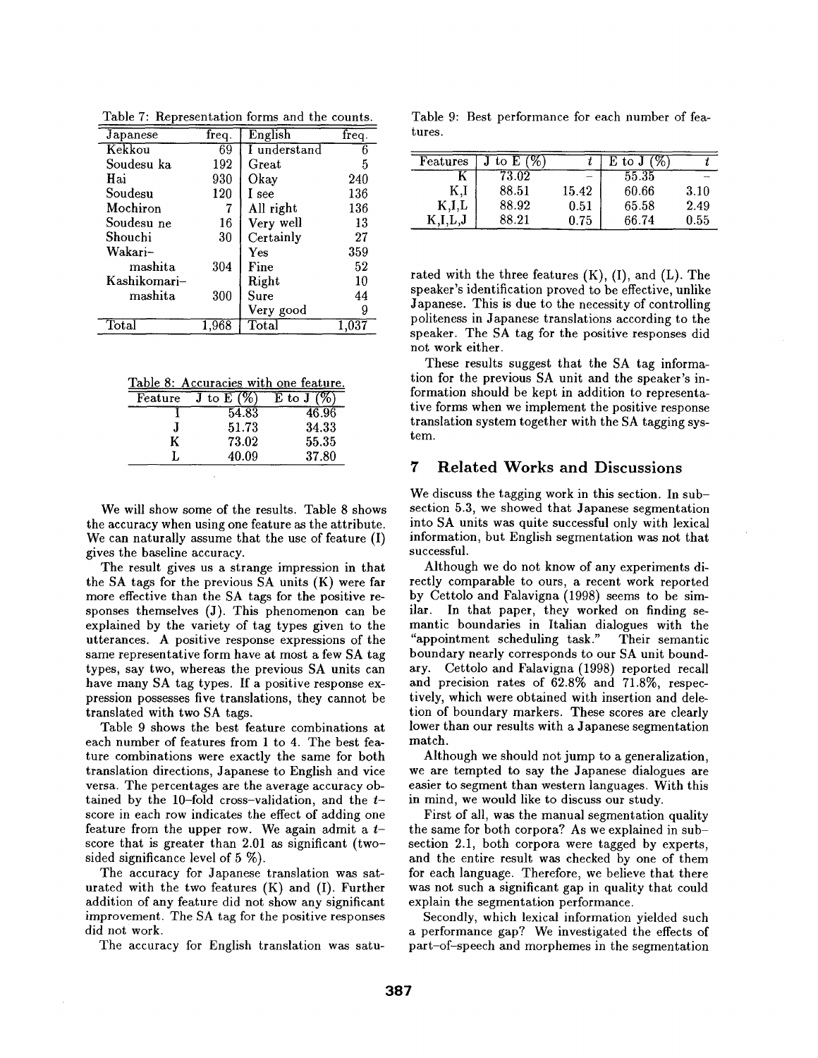Table 7: Representation forms and the counts.

| Japanese | freq. | English | freq. |
|---|---|---|---|
| Kekkou | 69 | I understand | 6 |
| Soudesu ka | 192 | Great | 5 |
| Hai | 930 | Okay | 240 |
| Soudesu | 120 | I see | 136 |
| Mochiron | 7 | All right | 136 |
| Soudesu ne | 16 | Very well | 13 |
| Shouchi | 30 | Certainly | 27 |
| Wakari–mashita | 304 | Yes | 359 |
| | | Fine | 52 |
| Kashikomari–mashita | 300 | Right | 10 |
| | | Sure | 44 |
| | | Very good | 9 |
| Total | 1,968 | Total | 1,037 |

Table 8: Accuracies with one feature.

| Feature | J to E (%) | E to J (%) |
|---|---|---|
| I | 54.83 | 46.96 |
| J | 51.73 | 34.33 |
| K | 73.02 | 55.35 |
| L | 40.09 | 37.80 |

We will show some of the results. Table 8 shows the accuracy when using one feature as the attribute. We can naturally assume that the use of feature (I) gives the baseline accuracy.

The result gives us a strange impression in that the SA tags for the previous SA units (K) were far more effective than the SA tags for the positive responses themselves (J). This phenomenon can be explained by the variety of tag types given to the utterances. A positive response expressions of the same representative form have at most a few SA tag types, say two, whereas the previous SA units can have many SA tag types. If a positive response expression possesses five translations, they cannot be translated with two SA tags.

Table 9 shows the best feature combinations at each number of features from 1 to 4. The best feature combinations were exactly the same for both translation directions, Japanese to English and vice versa. The percentages are the average accuracy obtained by the 10–fold cross-validation, and the $t$–score in each row indicates the effect of adding one feature from the upper row. We again admit a $t$–score that is greater than 2.01 as significant (two-sided significance level of 5 %).

The accuracy for Japanese translation was saturated with the two features (K) and (I). Further addition of any feature did not show any significant improvement. The SA tag for the positive responses did not work.

The accuracy for English translation was saturated with the three features (K), (I), and (L). The speaker's identification proved to be effective, unlike Japanese. This is due to the necessity of controlling politeness in Japanese translations according to the speaker. The SA tag for the positive responses did not work either.

Table 9: Best performance for each number of features.

| Features | J to E (%) | $t$ | E to J (%) | $t$ |
|---|---|---|---|---|
| K | 73.02 | – | 55.35 | – |
| K,I | 88.51 | 15.42 | 60.66 | 3.10 |
| K,I,L | 88.92 | 0.51 | 65.58 | 2.49 |
| K,I,L,J | 88.21 | 0.75 | 66.74 | 0.55 |

These results suggest that the SA tag information for the previous SA unit and the speaker's information should be kept in addition to representative forms when we implement the positive response translation system together with the SA tagging system.

## 7 Related Works and Discussions

We discuss the tagging work in this section. In subsection 5.3, we showed that Japanese segmentation into SA units was quite successful only with lexical information, but English segmentation was not that successful.

Although we do not know of any experiments directly comparable to ours, a recent work reported by Cettolo and Falavigna (1998) seems to be similar. In that paper, they worked on finding semantic boundaries in Italian dialogues with the "appointment scheduling task." Their semantic boundary nearly corresponds to our SA unit boundary. Cettolo and Falavigna (1998) reported recall and precision rates of 62.8% and 71.8%, respectively, which were obtained with insertion and deletion of boundary markers. These scores are clearly lower than our results with a Japanese segmentation match.

Although we should not jump to a generalization, we are tempted to say the Japanese dialogues are easier to segment than western languages. With this in mind, we would like to discuss our study.

First of all, was the manual segmentation quality the same for both corpora? As we explained in subsection 2.1, both corpora were tagged by experts, and the entire result was checked by one of them for each language. Therefore, we believe that there was not such a significant gap in quality that could explain the segmentation performance.

Secondly, which lexical information yielded such a performance gap? We investigated the effects of part–of–speech and morphemes in the segmentation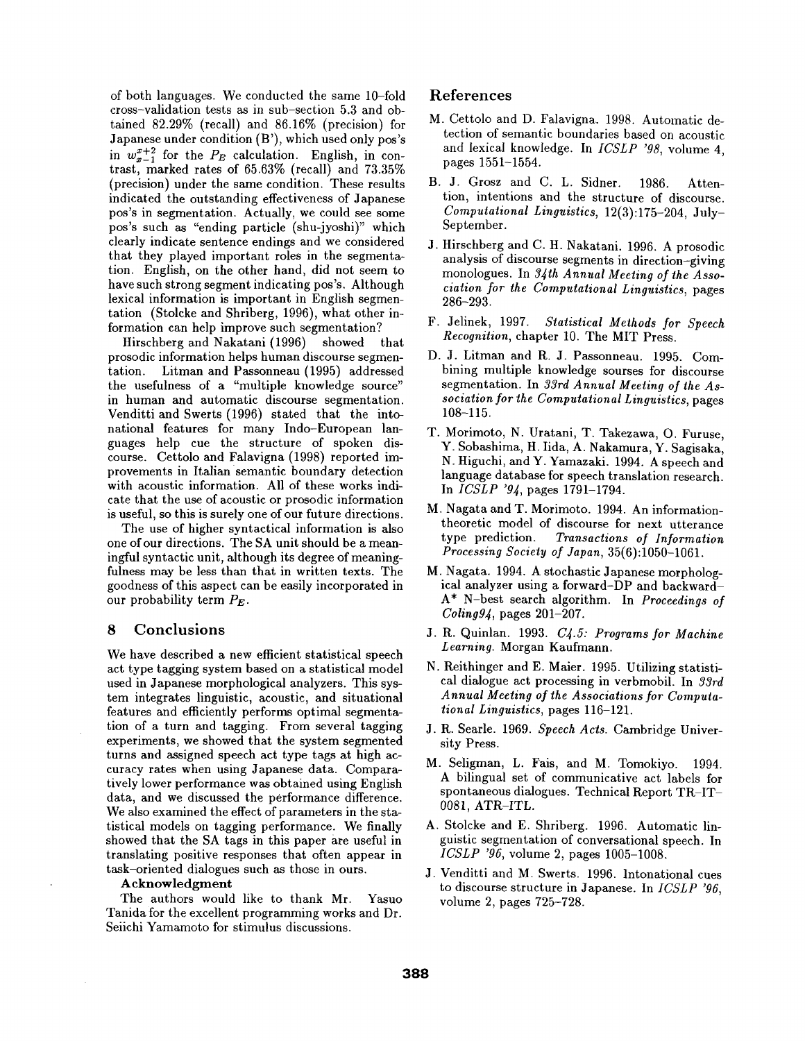of both languages. We conducted the same 10-fold cross-validation tests as in sub-section 5.3 and obtained 82.29% (recall) and 86.16% (precision) for Japanese under condition (B'), which used only pos's in $w_{x-1}^{x+2}$ for the $P_E$ calculation. English, in contrast, marked rates of 65.63% (recall) and 73.35% (precision) under the same condition. These results indicated the outstanding effectiveness of Japanese pos's in segmentation. Actually, we could see some pos's such as "ending particle (shu-jyoshi)" which clearly indicate sentence endings and we considered that they played important roles in the segmentation. English, on the other hand, did not seem to have such strong segment indicating pos's. Although lexical information is important in English segmentation (Stolcke and Shriberg, 1996), what other information can help improve such segmentation?

Hirschberg and Nakatani (1996) showed that prosodic information helps human discourse segmentation. Litman and Passonneau (1995) addressed the usefulness of a "multiple knowledge source" in human and automatic discourse segmentation. Venditti and Swerts (1996) stated that the intonational features for many Indo-European languages help cue the structure of spoken discourse. Cettolo and Falavigna (1998) reported improvements in Italian semantic boundary detection with acoustic information. All of these works indicate that the use of acoustic or prosodic information is useful, so this is surely one of our future directions.

The use of higher syntactical information is also one of our directions. The SA unit should be a meaningful syntactic unit, although its degree of meaningfulness may be less than that in written texts. The goodness of this aspect can be easily incorporated in our probability term $P_E$.

## 8 Conclusions

We have described a new efficient statistical speech act type tagging system based on a statistical model used in Japanese morphological analyzers. This system integrates linguistic, acoustic, and situational features and efficiently performs optimal segmentation of a turn and tagging. From several tagging experiments, we showed that the system segmented turns and assigned speech act type tags at high accuracy rates when using Japanese data. Comparatively lower performance was obtained using English data, and we discussed the performance difference. We also examined the effect of parameters in the statistical models on tagging performance. We finally showed that the SA tags in this paper are useful in translating positive responses that often appear in task-oriented dialogues such as those in ours.

**Acknowledgment**

The authors would like to thank Mr. Yasuo Tanida for the excellent programming works and Dr. Seiichi Yamamoto for stimulus discussions.

## References

M. Cettolo and D. Falavigna. 1998. Automatic detection of semantic boundaries based on acoustic and lexical knowledge. In *ICSLP '98*, volume 4, pages 1551–1554.

B. J. Grosz and C. L. Sidner. 1986. Attention, intentions and the structure of discourse. *Computational Linguistics*, 12(3):175–204, July–September.

J. Hirschberg and C. H. Nakatani. 1996. A prosodic analysis of discourse segments in direction-giving monologues. In *34th Annual Meeting of the Association for the Computational Linguistics*, pages 286–293.

F. Jelinek, 1997. *Statistical Methods for Speech Recognition*, chapter 10. The MIT Press.

D. J. Litman and R. J. Passonneau. 1995. Combining multiple knowledge sourses for discourse segmentation. In *33rd Annual Meeting of the Association for the Computational Linguistics*, pages 108–115.

T. Morimoto, N. Uratani, T. Takezawa, O. Furuse, Y. Sobashima, H. Iida, A. Nakamura, Y. Sagisaka, N. Higuchi, and Y. Yamazaki. 1994. A speech and language database for speech translation research. In *ICSLP '94*, pages 1791–1794.

M. Nagata and T. Morimoto. 1994. An information-theoretic model of discourse for next utterance type prediction. *Transactions of Information Processing Society of Japan*, 35(6):1050–1061.

M. Nagata. 1994. A stochastic Japanese morphological analyzer using a forward-DP and backward-A* N-best search algorithm. In *Proceedings of Coling94*, pages 201–207.

J. R. Quinlan. 1993. *C4.5: Programs for Machine Learning*. Morgan Kaufmann.

N. Reithinger and E. Maier. 1995. Utilizing statistical dialogue act processing in verbmobil. In *33rd Annual Meeting of the Associations for Computational Linguistics*, pages 116–121.

J. R. Searle. 1969. *Speech Acts*. Cambridge University Press.

M. Seligman, L. Fais, and M. Tomokiyo. 1994. A bilingual set of communicative act labels for spontaneous dialogues. Technical Report TR-IT-0081, ATR-ITL.

A. Stolcke and E. Shriberg. 1996. Automatic linguistic segmentation of conversational speech. In *ICSLP '96*, volume 2, pages 1005–1008.

J. Venditti and M. Swerts. 1996. Intonational cues to discourse structure in Japanese. In *ICSLP '96*, volume 2, pages 725–728.